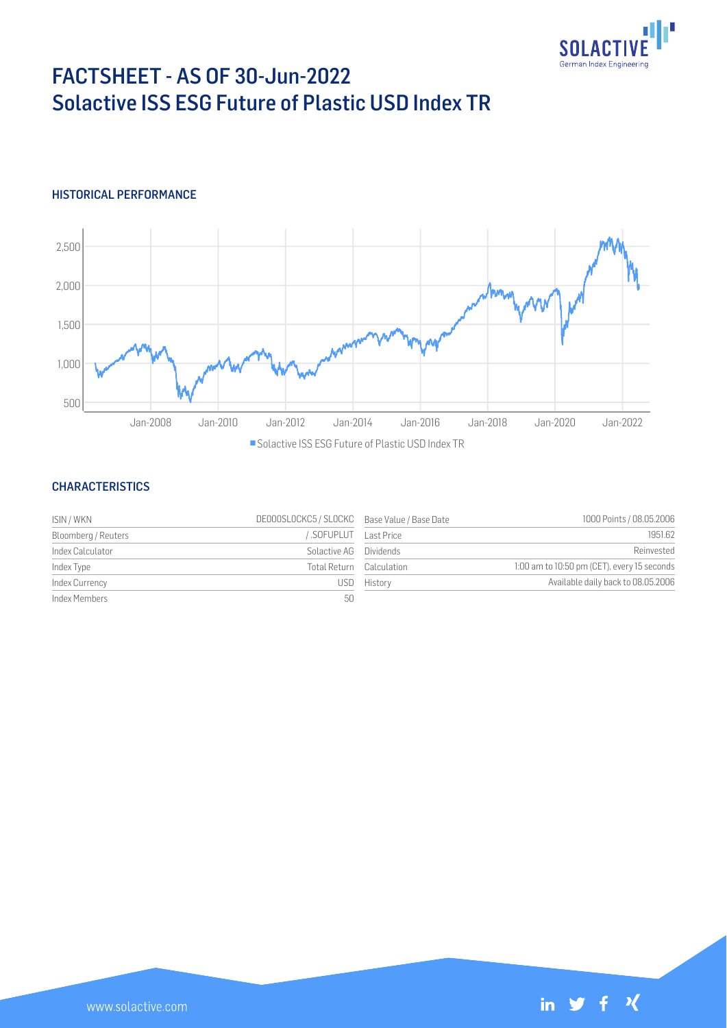# FACTSHEET - AS OF 30-Jun-2022
# Solactive ISS ESG Future of Plastic USD Index TR

## HISTORICAL PERFORMANCE

## CHARACTERISTICS

| ISIN / WKN | DE000SLOCKC5 / SLOCKC | Base Value / Base Date | 1000 Points / 08.05.2006 |
|---|---|---|---|
| Bloomberg / Reuters | / .SOFUPLUT | Last Price | 1951.62 |
| Index Calculator | Solactive AG | Dividends | Reinvested |
| Index Type | Total Return | Calculation | 1:00 am to 10:50 pm (CET), every 15 seconds |
| Index Currency | USD | History | Available daily back to 08.05.2006 |
| Index Members | 50 | | |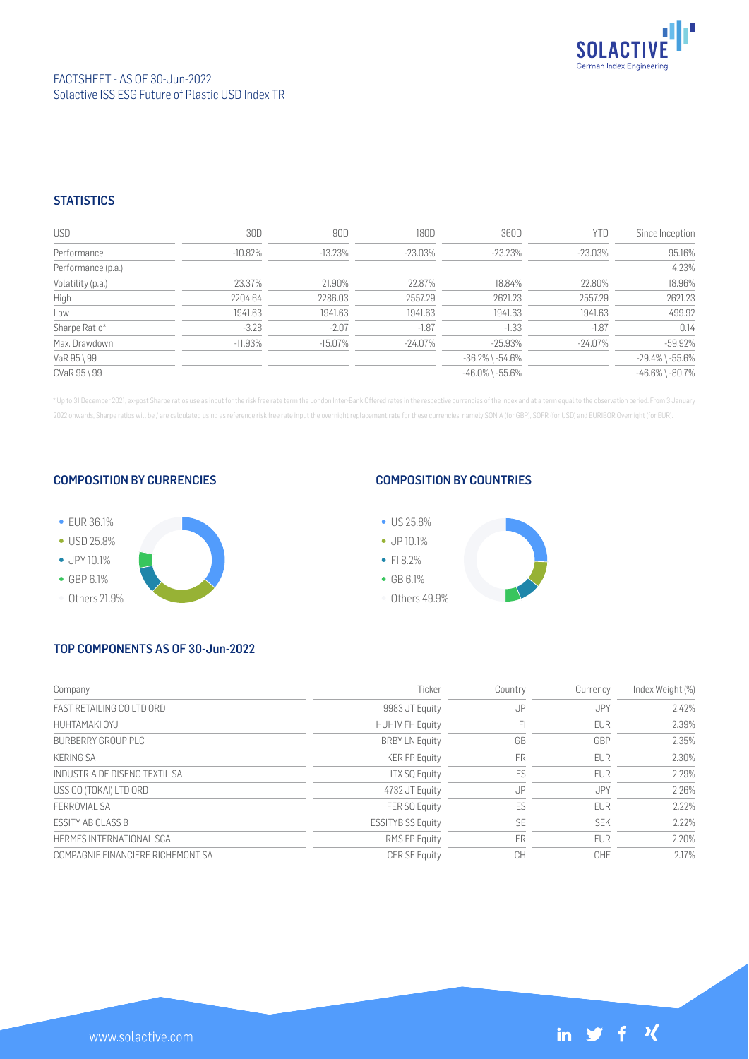FACTSHEET - AS OF 30-Jun-2022
Solactive ISS ESG Future of Plastic USD Index TR

## STATISTICS

| USD | 30D | 90D | 180D | 360D | YTD | Since Inception |
|---|---|---|---|---|---|---|
| Performance | -10.82% | -13.23% | -23.03% | -23.23% | -23.03% | 95.16% |
| Performance (p.a.) | | | | | | 4.23% |
| Volatility (p.a.) | 23.37% | 21.90% | 22.87% | 18.84% | 22.80% | 18.96% |
| High | 2204.64 | 2286.03 | 2557.29 | 2621.23 | 2557.29 | 2621.23 |
| Low | 1941.63 | 1941.63 | 1941.63 | 1941.63 | 1941.63 | 499.92 |
| Sharpe Ratio* | -3.28 | -2.07 | -1.87 | -1.33 | -1.87 | 0.14 |
| Max. Drawdown | -11.93% | -15.07% | -24.07% | -25.93% | -24.07% | -59.92% |
| VaR 95 \ 99 | | | | -36.2% \ -54.6% | | -29.4% \ -55.6% |
| CVaR 95 \ 99 | | | | -46.0% \ -55.6% | | -46.6% \ -80.7% |

\* Up to 31 December 2021, ex-post Sharpe ratios use as input for the risk free rate term the London Inter-Bank Offered rates in the respective currencies of the index and at a term equal to the observation period. From 3 January 2022 onwards, Sharpe ratios will be / are calculated using as reference risk free rate input the overnight replacement rate for these currencies, namely SONIA (for GBP), SOFR (for USD) and EURIBOR Overnight (for EUR).

## COMPOSITION BY CURRENCIES

- EUR 36.1%
- USD 25.8%
- JPY 10.1%
- GBP 6.1%
- Others 21.9%

## COMPOSITION BY COUNTRIES

- US 25.8%
- JP 10.1%
- FI 8.2%
- GB 6.1%
- Others 49.9%

## TOP COMPONENTS AS OF 30-Jun-2022

| Company | Ticker | Country | Currency | Index Weight (%) |
|---|---|---|---|---|
| FAST RETAILING CO LTD ORD | 9983 JT Equity | JP | JPY | 2.42% |
| HUHTAMAKI OYJ | HUHIV FH Equity | FI | EUR | 2.39% |
| BURBERRY GROUP PLC | BRBY LN Equity | GB | GBP | 2.35% |
| KERING SA | KER FP Equity | FR | EUR | 2.30% |
| INDUSTRIA DE DISENO TEXTIL SA | ITX SQ Equity | ES | EUR | 2.29% |
| USS CO (TOKAI) LTD ORD | 4732 JT Equity | JP | JPY | 2.26% |
| FERROVIAL SA | FER SQ Equity | ES | EUR | 2.22% |
| ESSITY AB CLASS B | ESSITYB SS Equity | SE | SEK | 2.22% |
| HERMES INTERNATIONAL SCA | RMS FP Equity | FR | EUR | 2.20% |
| COMPAGNIE FINANCIERE RICHEMONT SA | CFR SE Equity | CH | CHF | 2.17% |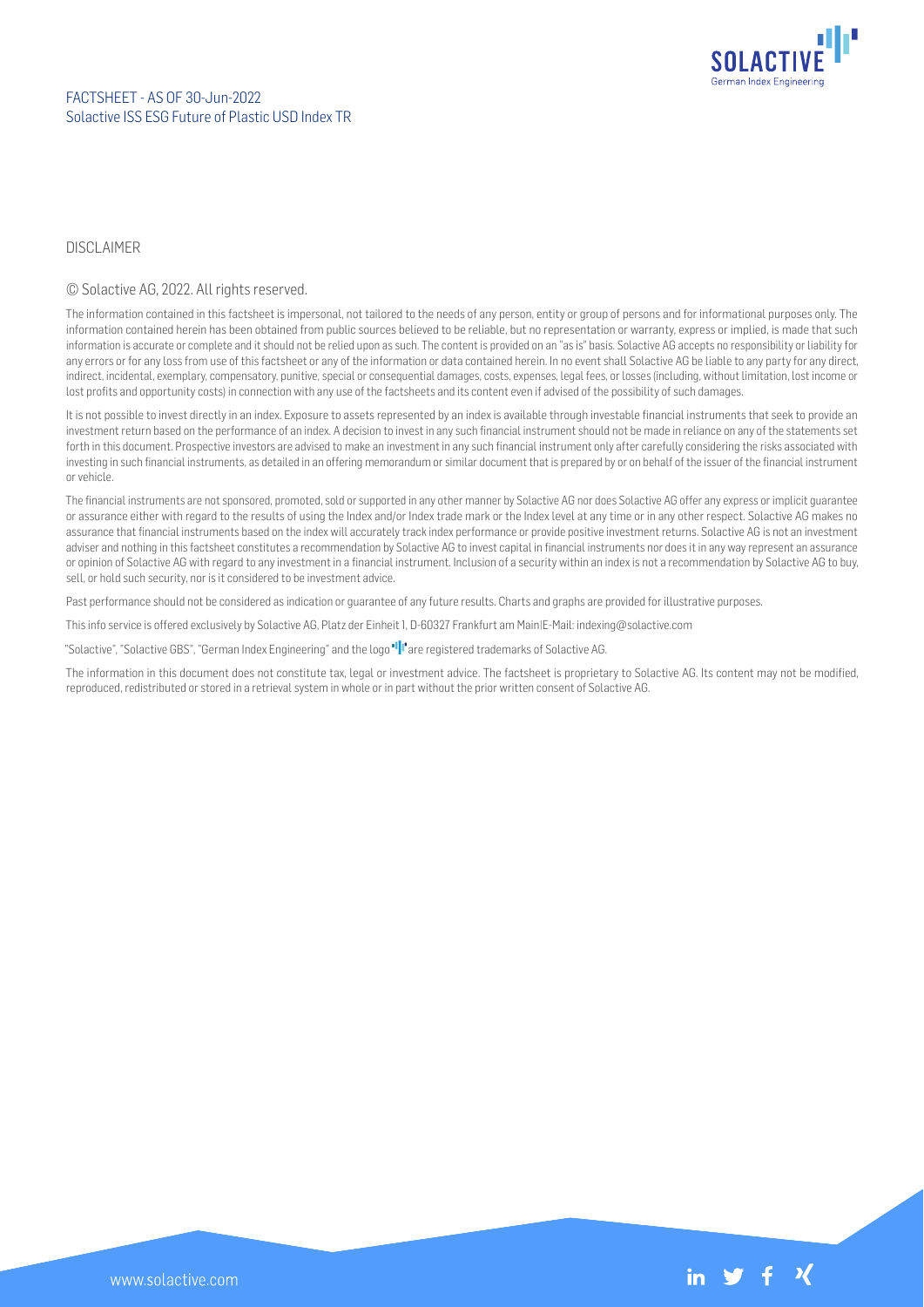## DISCLAIMER

© Solactive AG, 2022. All rights reserved.

The information contained in this factsheet is impersonal, not tailored to the needs of any person, entity or group of persons and for informational purposes only. The information contained herein has been obtained from public sources believed to be reliable, but no representation or warranty, express or implied, is made that such information is accurate or complete and it should not be relied upon as such. The content is provided on an "as is" basis. Solactive AG accepts no responsibility or liability for any errors or for any loss from use of this factsheet or any of the information or data contained herein. In no event shall Solactive AG be liable to any party for any direct, indirect, incidental, exemplary, compensatory, punitive, special or consequential damages, costs, expenses, legal fees, or losses (including, without limitation, lost income or lost profits and opportunity costs) in connection with any use of the factsheets and its content even if advised of the possibility of such damages.

It is not possible to invest directly in an index. Exposure to assets represented by an index is available through investable financial instruments that seek to provide an investment return based on the performance of an index. A decision to invest in any such financial instrument should not be made in reliance on any of the statements set forth in this document. Prospective investors are advised to make an investment in any such financial instrument only after carefully considering the risks associated with investing in such financial instruments, as detailed in an offering memorandum or similar document that is prepared by or on behalf of the issuer of the financial instrument or vehicle.

The financial instruments are not sponsored, promoted, sold or supported in any other manner by Solactive AG nor does Solactive AG offer any express or implicit guarantee or assurance either with regard to the results of using the Index and/or Index trade mark or the Index level at any time or in any other respect. Solactive AG makes no assurance that financial instruments based on the index will accurately track index performance or provide positive investment returns. Solactive AG is not an investment adviser and nothing in this factsheet constitutes a recommendation by Solactive AG to invest capital in financial instruments nor does it in any way represent an assurance or opinion of Solactive AG with regard to any investment in a financial instrument. Inclusion of a security within an index is not a recommendation by Solactive AG to buy, sell, or hold such security, nor is it considered to be investment advice.

Past performance should not be considered as indication or guarantee of any future results. Charts and graphs are provided for illustrative purposes.

This info service is offered exclusively by Solactive AG, Platz der Einheit 1, D-60327 Frankfurt am Main|E-Mail: indexing@solactive.com

"Solactive", "Solactive GBS", "German Index Engineering" and the logo are registered trademarks of Solactive AG.

The information in this document does not constitute tax, legal or investment advice. The factsheet is proprietary to Solactive AG. Its content may not be modified, reproduced, redistributed or stored in a retrieval system in whole or in part without the prior written consent of Solactive AG.